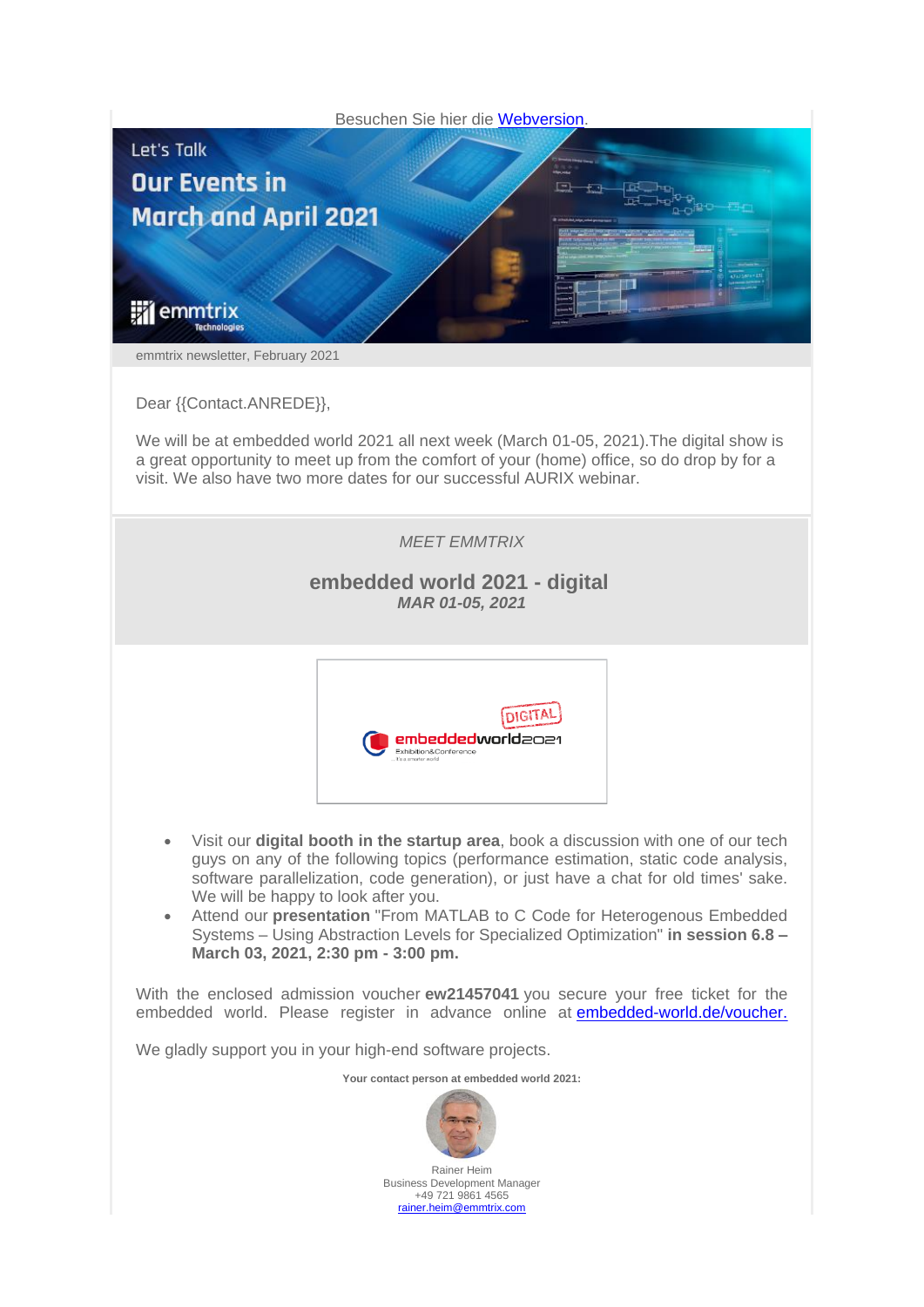Besuchen Sie hier die Webversion.

Let's Talk

# Our Events in March and April 2021

emmtrix Technologies

emmtrix newsletter, February 2021

Dear {{Contact.ANREDE}},

We will be at embedded world 2021 all next week (March 01-05, 2021).The digital show is a great opportunity to meet up from the comfort of your (home) office, so do drop by for a visit. We also have two more dates for our successful AURIX webinar.

*MEET EMMTRIX*

## embedded world 2021 - digital

***MAR 01-05, 2021***

DIGITAL embeddedworld2021 Exhibition&Conference

- Visit our **digital booth in the startup area**, book a discussion with one of our tech guys on any of the following topics (performance estimation, static code analysis, software parallelization, code generation), or just have a chat for old times' sake. We will be happy to look after you.
- Attend our **presentation** "From MATLAB to C Code for Heterogenous Embedded Systems – Using Abstraction Levels for Specialized Optimization" **in session 6.8 – March 03, 2021, 2:30 pm - 3:00 pm.**

With the enclosed admission voucher **ew21457041** you secure your free ticket for the embedded world. Please register in advance online at embedded-world.de/voucher.

We gladly support you in your high-end software projects.

**Your contact person at embedded world 2021:**

Rainer Heim
Business Development Manager
+49 721 9861 4565
rainer.heim@emmtrix.com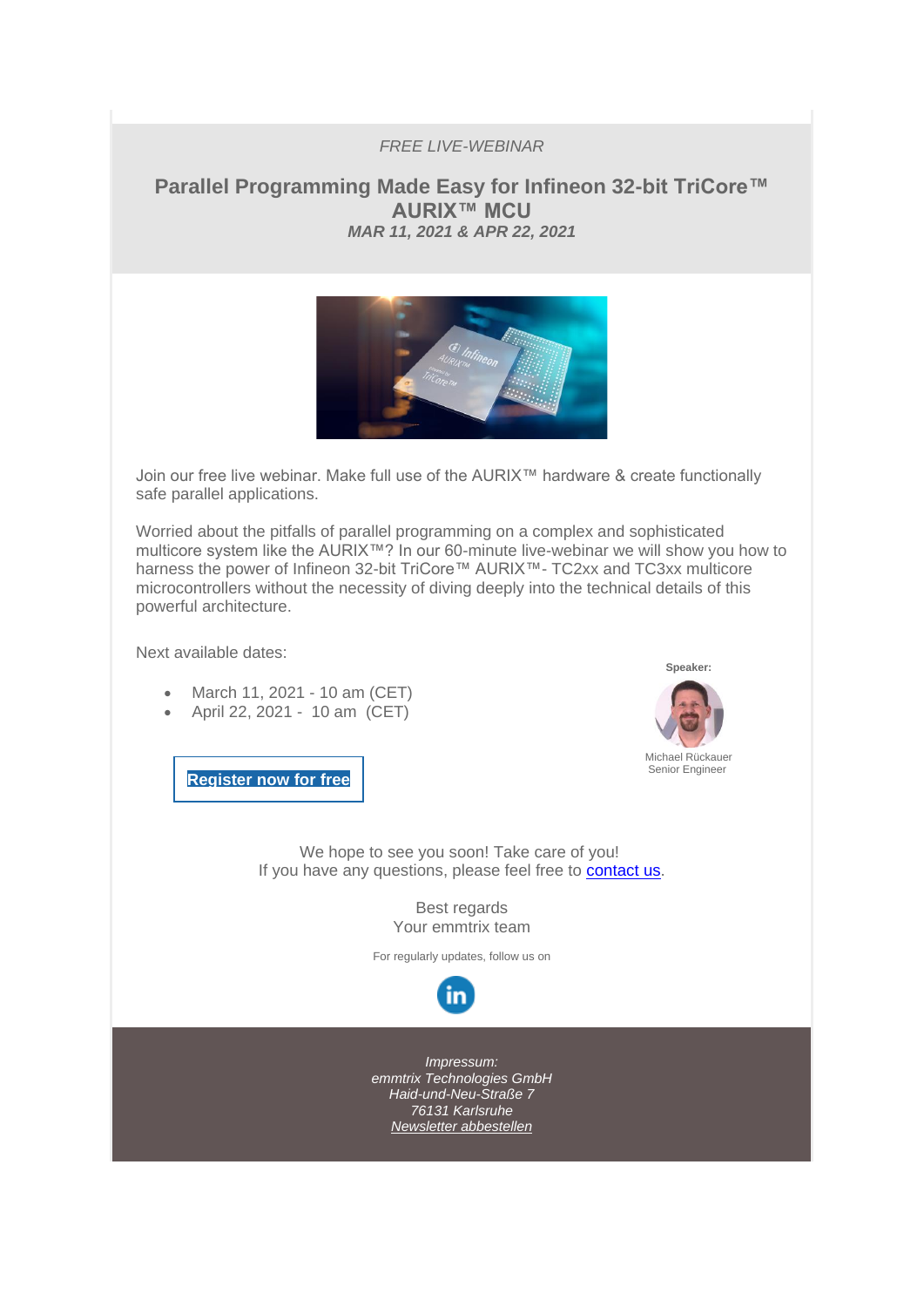*FREE LIVE-WEBINAR*

## Parallel Programming Made Easy for Infineon 32-bit TriCore™ AURIX™ MCU

***MAR 11, 2021 & APR 22, 2021***

Join our free live webinar. Make full use of the AURIX™ hardware & create functionally safe parallel applications.

Worried about the pitfalls of parallel programming on a complex and sophisticated multicore system like the AURIX™? In our 60-minute live-webinar we will show you how to harness the power of Infineon 32-bit TriCore™ AURIX™- TC2xx and TC3xx multicore microcontrollers without the necessity of diving deeply into the technical details of this powerful architecture.

Next available dates:

- March 11, 2021 - 10 am (CET)
- April 22, 2021 - 10 am (CET)

**Speaker:**

Michael Rückauer
Senior Engineer

**Register now for free**

We hope to see you soon! Take care of you!
If you have any questions, please feel free to contact us.

Best regards
Your emmtrix team

For regularly updates, follow us on

*Impressum:*
*emmtrix Technologies GmbH*
*Haid-und-Neu-Straße 7*
*76131 Karlsruhe*
*Newsletter abbestellen*